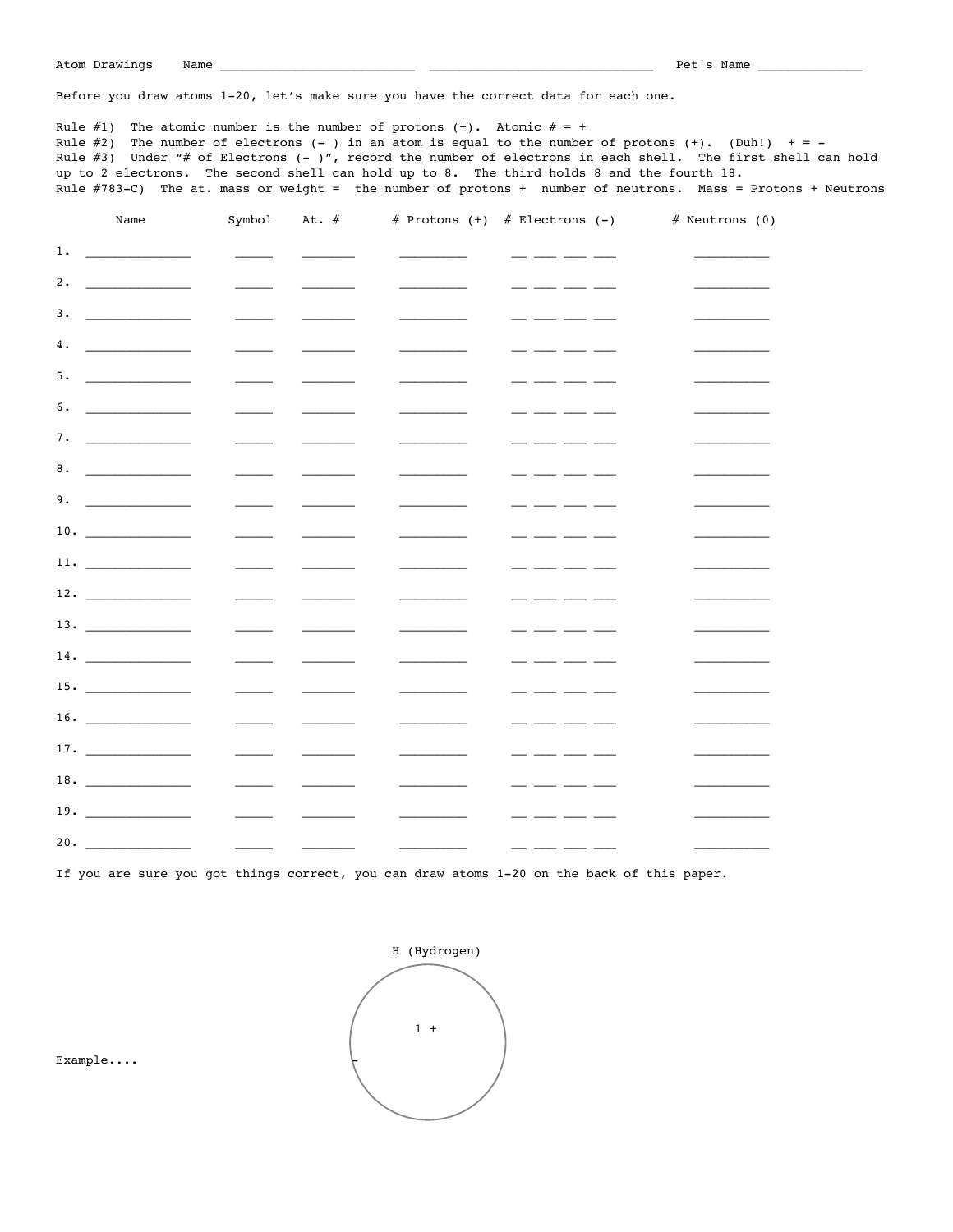Atom Drawings Name ___________________________ ______________________________ Pet's Name ______________

Before you draw atoms 1-20, let's make sure you have the correct data for each one.

Rule #1) The atomic number is the number of protons (+). Atomic # = +
Rule #2) The number of electrons (- ) in an atom is equal to the number of protons (+). (Duh!) + = -
Rule #3) Under "# of Electrons (- )", record the number of electrons in each shell. The first shell can hold up to 2 electrons. The second shell can hold up to 8. The third holds 8 and the fourth 18.
Rule #783-C) The at. mass or weight = the number of protons + number of neutrons. Mass = Protons + Neutrons

| | Name | Symbol | At. # | # Protons (+) | # Electrons (-) | # Neutrons (0) |
|---|---|---|---|---|---|---|
| 1. | ______________ | _____ | _______ | _________ | __ ___ ___ ___ | __________ |
| 2. | ______________ | _____ | _______ | _________ | __ ___ ___ ___ | __________ |
| 3. | ______________ | _____ | _______ | _________ | __ ___ ___ ___ | __________ |
| 4. | ______________ | _____ | _______ | _________ | __ ___ ___ ___ | __________ |
| 5. | ______________ | _____ | _______ | _________ | __ ___ ___ ___ | __________ |
| 6. | ______________ | _____ | _______ | _________ | __ ___ ___ ___ | __________ |
| 7. | ______________ | _____ | _______ | _________ | __ ___ ___ ___ | __________ |
| 8. | ______________ | _____ | _______ | _________ | __ ___ ___ ___ | __________ |
| 9. | ______________ | _____ | _______ | _________ | __ ___ ___ ___ | __________ |
| 10. | ______________ | _____ | _______ | _________ | __ ___ ___ ___ | __________ |
| 11. | ______________ | _____ | _______ | _________ | __ ___ ___ ___ | __________ |
| 12. | ______________ | _____ | _______ | _________ | __ ___ ___ ___ | __________ |
| 13. | ______________ | _____ | _______ | _________ | __ ___ ___ ___ | __________ |
| 14. | ______________ | _____ | _______ | _________ | __ ___ ___ ___ | __________ |
| 15. | ______________ | _____ | _______ | _________ | __ ___ ___ ___ | __________ |
| 16. | ______________ | _____ | _______ | _________ | __ ___ ___ ___ | __________ |
| 17. | ______________ | _____ | _______ | _________ | __ ___ ___ ___ | __________ |
| 18. | ______________ | _____ | _______ | _________ | __ ___ ___ ___ | __________ |
| 19. | ______________ | _____ | _______ | _________ | __ ___ ___ ___ | __________ |
| 20. | ______________ | _____ | _______ | _________ | __ ___ ___ ___ | __________ |

If you are sure you got things correct, you can draw atoms 1-20 on the back of this paper.

Example....

H (Hydrogen)

1 +

-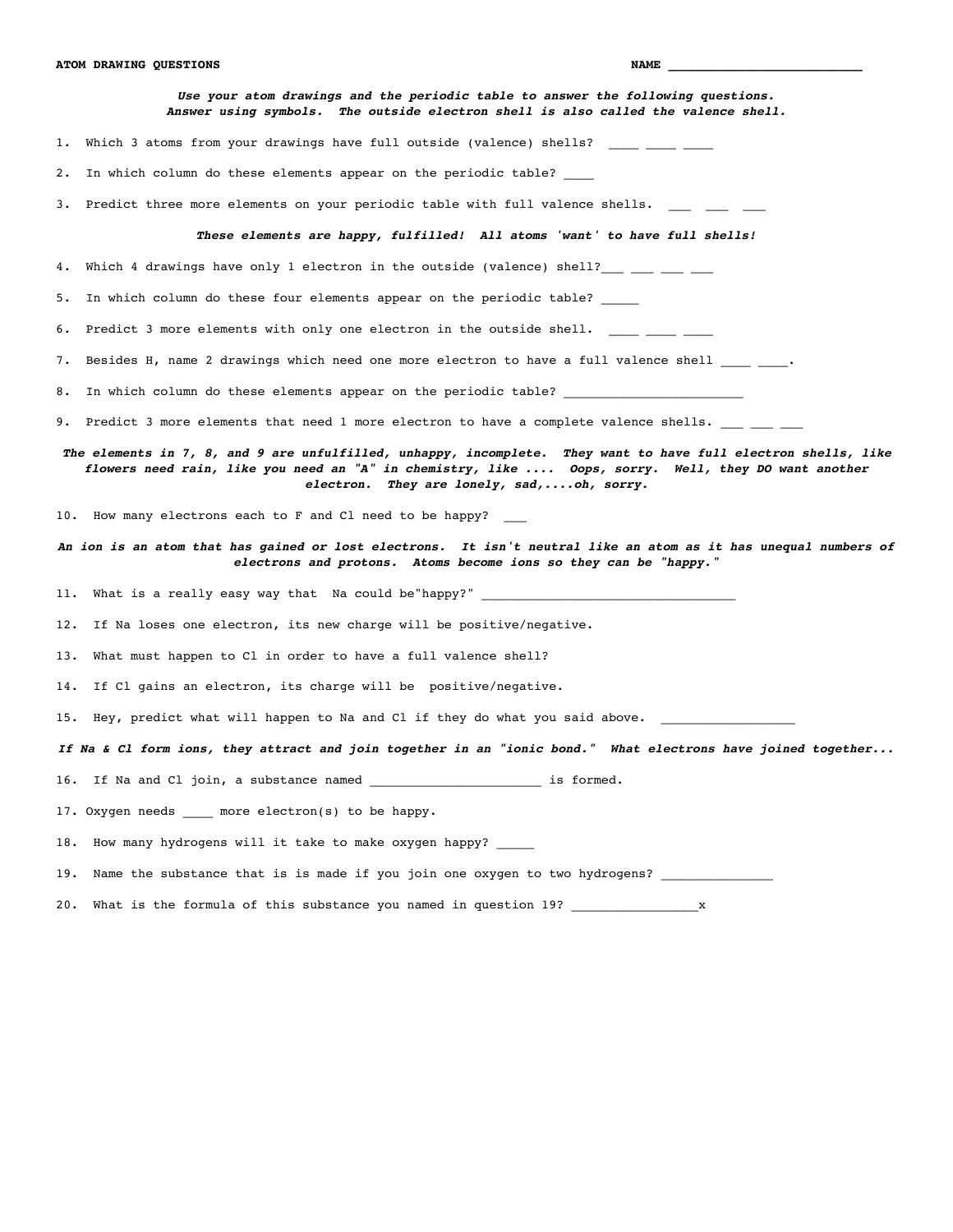**ATOM DRAWING QUESTIONS** **NAME** ___________________________

***Use your atom drawings and the periodic table to answer the following questions. Answer using symbols. The outside electron shell is also called the valence shell.***

1. Which 3 atoms from your drawings have full outside (valence) shells? ____ ____ ____

2. In which column do these elements appear on the periodic table? ____

3. Predict three more elements on your periodic table with full valence shells. ___ ___ ___

***These elements are happy, fulfilled! All atoms 'want' to have full shells!***

4. Which 4 drawings have only 1 electron in the outside (valence) shell?___ ___ ___ ___

5. In which column do these four elements appear on the periodic table? _____

6. Predict 3 more elements with only one electron in the outside shell. ____ ____ ____

7. Besides H, name 2 drawings which need one more electron to have a full valence shell ____ ____.

8. In which column do these elements appear on the periodic table? _______________________

9. Predict 3 more elements that need 1 more electron to have a complete valence shells. ___ ___ ___

***The elements in 7, 8, and 9 are unfulfilled, unhappy, incomplete. They want to have full electron shells, like flowers need rain, like you need an "A" in chemistry, like .... Oops, sorry. Well, they DO want another electron. They are lonely, sad,....oh, sorry.***

10. How many electrons each to F and Cl need to be happy? ___

***An ion is an atom that has gained or lost electrons. It isn't neutral like an atom as it has unequal numbers of electrons and protons. Atoms become ions so they can be "happy."***

11. What is a really easy way that Na could be"happy?" _________________________________

12. If Na loses one electron, its new charge will be positive/negative.

13. What must happen to Cl in order to have a full valence shell?

14. If Cl gains an electron, its charge will be positive/negative.

15. Hey, predict what will happen to Na and Cl if they do what you said above. _________________

***If Na & Cl form ions, they attract and join together in an "ionic bond." What electrons have joined together...***

16. If Na and Cl join, a substance named ______________________ is formed.

17. Oxygen needs ____ more electron(s) to be happy.

18. How many hydrogens will it take to make oxygen happy? _____

19. Name the substance that is is made if you join one oxygen to two hydrogens? ______________

20. What is the formula of this substance you named in question 19? ________________x